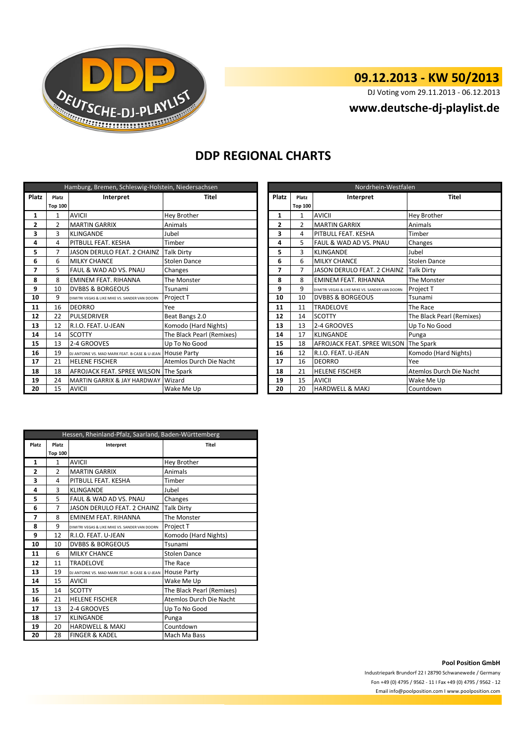DEUTSCHE-DJ-PLAYLIST

# 09.12.2013 - KW 50/2013

DJ Voting vom 29.11.2013 - 06.12.2013

**www.deutsche-dj-playlist.de**

## DDP REGIONAL CHARTS

| Hamburg, Bremen, Schleswig-Holstein, Niedersachsen | | | |
|---|---|---|---|
| **Platz** | **Platz Top 100** | **Interpret** | **Titel** |
| **1** | 1 | AVICII | Hey Brother |
| **2** | 2 | MARTIN GARRIX | Animals |
| **3** | 3 | KLINGANDE | Jubel |
| **4** | 4 | PITBULL FEAT. KESHA | Timber |
| **5** | 7 | JASON DERULO FEAT. 2 CHAINZ | Talk Dirty |
| **6** | 6 | MILKY CHANCE | Stolen Dance |
| **7** | 5 | FAUL & WAD AD VS. PNAU | Changes |
| **8** | 8 | EMINEM FEAT. RIHANNA | The Monster |
| **9** | 10 | DVBBS & BORGEOUS | Tsunami |
| **10** | 9 | DIMITRI VEGAS & LIKE MIKE VS. SANDER VAN DOORN | Project T |
| **11** | 16 | DEORRO | Yee |
| **12** | 22 | PULSEDRIVER | Beat Bangs 2.0 |
| **13** | 12 | R.I.O. FEAT. U-JEAN | Komodo (Hard Nights) |
| **14** | 14 | SCOTTY | The Black Pearl (Remixes) |
| **15** | 13 | 2-4 GROOVES | Up To No Good |
| **16** | 19 | DJ ANTOINE VS. MAD MARK FEAT. B-CASE & U-JEAN | House Party |
| **17** | 21 | HELENE FISCHER | Atemlos Durch Die Nacht |
| **18** | 18 | AFROJACK FEAT. SPREE WILSON | The Spark |
| **19** | 24 | MARTIN GARRIX & JAY HARDWAY | Wizard |
| **20** | 15 | AVICII | Wake Me Up |

| Nordrhein-Westfalen | | | |
|---|---|---|---|
| **Platz** | **Platz Top 100** | **Interpret** | **Titel** |
| **1** | 1 | AVICII | Hey Brother |
| **2** | 2 | MARTIN GARRIX | Animals |
| **3** | 4 | PITBULL FEAT. KESHA | Timber |
| **4** | 5 | FAUL & WAD AD VS. PNAU | Changes |
| **5** | 3 | KLINGANDE | Jubel |
| **6** | 6 | MILKY CHANCE | Stolen Dance |
| **7** | 7 | JASON DERULO FEAT. 2 CHAINZ | Talk Dirty |
| **8** | 8 | EMINEM FEAT. RIHANNA | The Monster |
| **9** | 9 | DIMITRI VEGAS & LIKE MIKE VS. SANDER VAN DOORN | Project T |
| **10** | 10 | DVBBS & BORGEOUS | Tsunami |
| **11** | 11 | TRADELOVE | The Race |
| **12** | 14 | SCOTTY | The Black Pearl (Remixes) |
| **13** | 13 | 2-4 GROOVES | Up To No Good |
| **14** | 17 | KLINGANDE | Punga |
| **15** | 18 | AFROJACK FEAT. SPREE WILSON | The Spark |
| **16** | 12 | R.I.O. FEAT. U-JEAN | Komodo (Hard Nights) |
| **17** | 16 | DEORRO | Yee |
| **18** | 21 | HELENE FISCHER | Atemlos Durch Die Nacht |
| **19** | 15 | AVICII | Wake Me Up |
| **20** | 20 | HARDWELL & MAKJ | Countdown |

| Hessen, Rheinland-Pfalz, Saarland, Baden-Württemberg | | | |
|---|---|---|---|
| **Platz** | **Platz Top 100** | **Interpret** | **Titel** |
| **1** | 1 | AVICII | Hey Brother |
| **2** | 2 | MARTIN GARRIX | Animals |
| **3** | 4 | PITBULL FEAT. KESHA | Timber |
| **4** | 3 | KLINGANDE | Jubel |
| **5** | 5 | FAUL & WAD AD VS. PNAU | Changes |
| **6** | 7 | JASON DERULO FEAT. 2 CHAINZ | Talk Dirty |
| **7** | 8 | EMINEM FEAT. RIHANNA | The Monster |
| **8** | 9 | DIMITRI VEGAS & LIKE MIKE VS. SANDER VAN DOORN | Project T |
| **9** | 12 | R.I.O. FEAT. U-JEAN | Komodo (Hard Nights) |
| **10** | 10 | DVBBS & BORGEOUS | Tsunami |
| **11** | 6 | MILKY CHANCE | Stolen Dance |
| **12** | 11 | TRADELOVE | The Race |
| **13** | 19 | DJ ANTOINE VS. MAD MARK FEAT. B-CASE & U-JEAN | House Party |
| **14** | 15 | AVICII | Wake Me Up |
| **15** | 14 | SCOTTY | The Black Pearl (Remixes) |
| **16** | 21 | HELENE FISCHER | Atemlos Durch Die Nacht |
| **17** | 13 | 2-4 GROOVES | Up To No Good |
| **18** | 17 | KLINGANDE | Punga |
| **19** | 20 | HARDWELL & MAKJ | Countdown |
| **20** | 28 | FINGER & KADEL | Mach Ma Bass |

**Pool Position GmbH**

Industriepark Brundorf 22 I 28790 Schwanewede / Germany

Fon +49 (0) 4795 / 9562 - 11 I Fax +49 (0) 4795 / 9562 - 12

Email info@poolposition.com I www.poolposition.com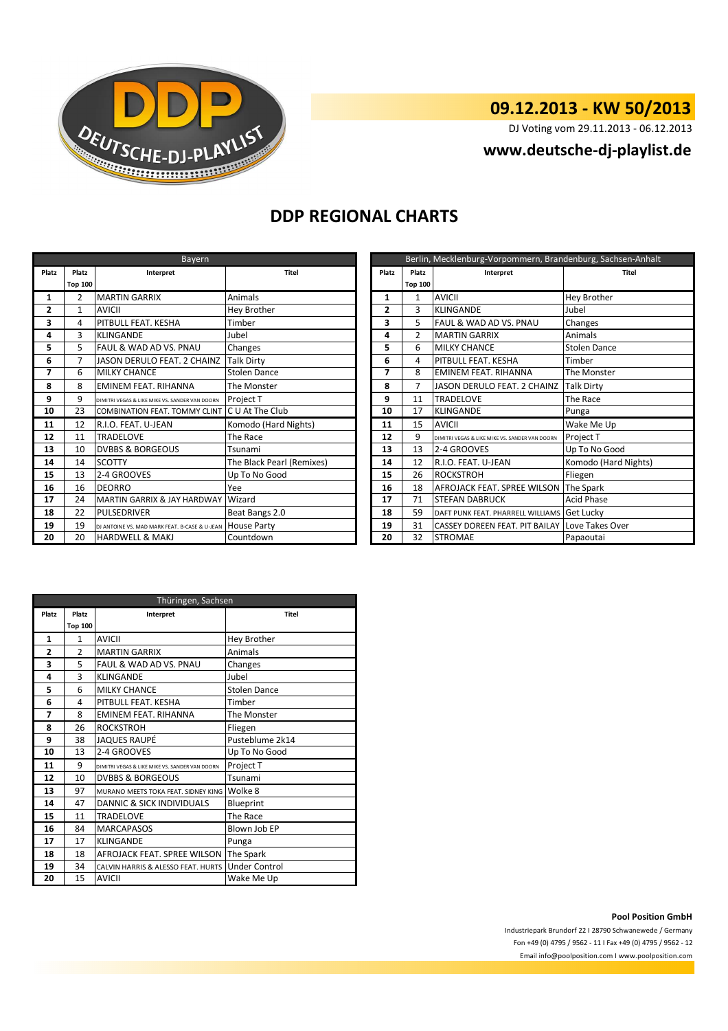# 09.12.2013 - KW 50/2013

DJ Voting vom 29.11.2013 - 06.12.2013

**www.deutsche-dj-playlist.de**

## DDP REGIONAL CHARTS

| Bayern | | | |
|---|---|---|---|
| Platz | Platz Top 100 | Interpret | Titel |
| 1 | 2 | MARTIN GARRIX | Animals |
| 2 | 1 | AVICII | Hey Brother |
| 3 | 4 | PITBULL FEAT. KESHA | Timber |
| 4 | 3 | KLINGANDE | Jubel |
| 5 | 5 | FAUL & WAD AD VS. PNAU | Changes |
| 6 | 7 | JASON DERULO FEAT. 2 CHAINZ | Talk Dirty |
| 7 | 6 | MILKY CHANCE | Stolen Dance |
| 8 | 8 | EMINEM FEAT. RIHANNA | The Monster |
| 9 | 9 | DIMITRI VEGAS & LIKE MIKE VS. SANDER VAN DOORN | Project T |
| 10 | 23 | COMBINATION FEAT. TOMMY CLINT | C U At The Club |
| 11 | 12 | R.I.O. FEAT. U-JEAN | Komodo (Hard Nights) |
| 12 | 11 | TRADELOVE | The Race |
| 13 | 10 | DVBBS & BORGEOUS | Tsunami |
| 14 | 14 | SCOTTY | The Black Pearl (Remixes) |
| 15 | 13 | 2-4 GROOVES | Up To No Good |
| 16 | 16 | DEORRO | Yee |
| 17 | 24 | MARTIN GARRIX & JAY HARDWAY | Wizard |
| 18 | 22 | PULSEDRIVER | Beat Bangs 2.0 |
| 19 | 19 | DJ ANTOINE VS. MAD MARK FEAT. B-CASE & U-JEAN | House Party |
| 20 | 20 | HARDWELL & MAKJ | Countdown |

| Berlin, Mecklenburg-Vorpommern, Brandenburg, Sachsen-Anhalt | | | |
|---|---|---|---|
| Platz | Platz Top 100 | Interpret | Titel |
| 1 | 1 | AVICII | Hey Brother |
| 2 | 3 | KLINGANDE | Jubel |
| 3 | 5 | FAUL & WAD AD VS. PNAU | Changes |
| 4 | 2 | MARTIN GARRIX | Animals |
| 5 | 6 | MILKY CHANCE | Stolen Dance |
| 6 | 4 | PITBULL FEAT. KESHA | Timber |
| 7 | 8 | EMINEM FEAT. RIHANNA | The Monster |
| 8 | 7 | JASON DERULO FEAT. 2 CHAINZ | Talk Dirty |
| 9 | 11 | TRADELOVE | The Race |
| 10 | 17 | KLINGANDE | Punga |
| 11 | 15 | AVICII | Wake Me Up |
| 12 | 9 | DIMITRI VEGAS & LIKE MIKE VS. SANDER VAN DOORN | Project T |
| 13 | 13 | 2-4 GROOVES | Up To No Good |
| 14 | 12 | R.I.O. FEAT. U-JEAN | Komodo (Hard Nights) |
| 15 | 26 | ROCKSTROH | Fliegen |
| 16 | 18 | AFROJACK FEAT. SPREE WILSON | The Spark |
| 17 | 71 | STEFAN DABRUCK | Acid Phase |
| 18 | 59 | DAFT PUNK FEAT. PHARRELL WILLIAMS | Get Lucky |
| 19 | 31 | CASSEY DOREEN FEAT. PIT BAILAY | Love Takes Over |
| 20 | 32 | STROMAE | Papaoutai |

| Thüringen, Sachsen | | | |
|---|---|---|---|
| Platz | Platz Top 100 | Interpret | Titel |
| 1 | 1 | AVICII | Hey Brother |
| 2 | 2 | MARTIN GARRIX | Animals |
| 3 | 5 | FAUL & WAD AD VS. PNAU | Changes |
| 4 | 3 | KLINGANDE | Jubel |
| 5 | 6 | MILKY CHANCE | Stolen Dance |
| 6 | 4 | PITBULL FEAT. KESHA | Timber |
| 7 | 8 | EMINEM FEAT. RIHANNA | The Monster |
| 8 | 26 | ROCKSTROH | Fliegen |
| 9 | 38 | JAQUES RAUPÉ | Pusteblume 2k14 |
| 10 | 13 | 2-4 GROOVES | Up To No Good |
| 11 | 9 | DIMITRI VEGAS & LIKE MIKE VS. SANDER VAN DOORN | Project T |
| 12 | 10 | DVBBS & BORGEOUS | Tsunami |
| 13 | 97 | MURANO MEETS TOKA FEAT. SIDNEY KING | Wolke 8 |
| 14 | 47 | DANNIC & SICK INDIVIDUALS | Blueprint |
| 15 | 11 | TRADELOVE | The Race |
| 16 | 84 | MARCAPASOS | Blown Job EP |
| 17 | 17 | KLINGANDE | Punga |
| 18 | 18 | AFROJACK FEAT. SPREE WILSON | The Spark |
| 19 | 34 | CALVIN HARRIS & ALESSO FEAT. HURTS | Under Control |
| 20 | 15 | AVICII | Wake Me Up |

**Pool Position GmbH**

Industriepark Brundorf 22 I 28790 Schwanewede / Germany

Fon +49 (0) 4795 / 9562 - 11 I Fax +49 (0) 4795 / 9562 - 12

Email info@poolposition.com I www.poolposition.com